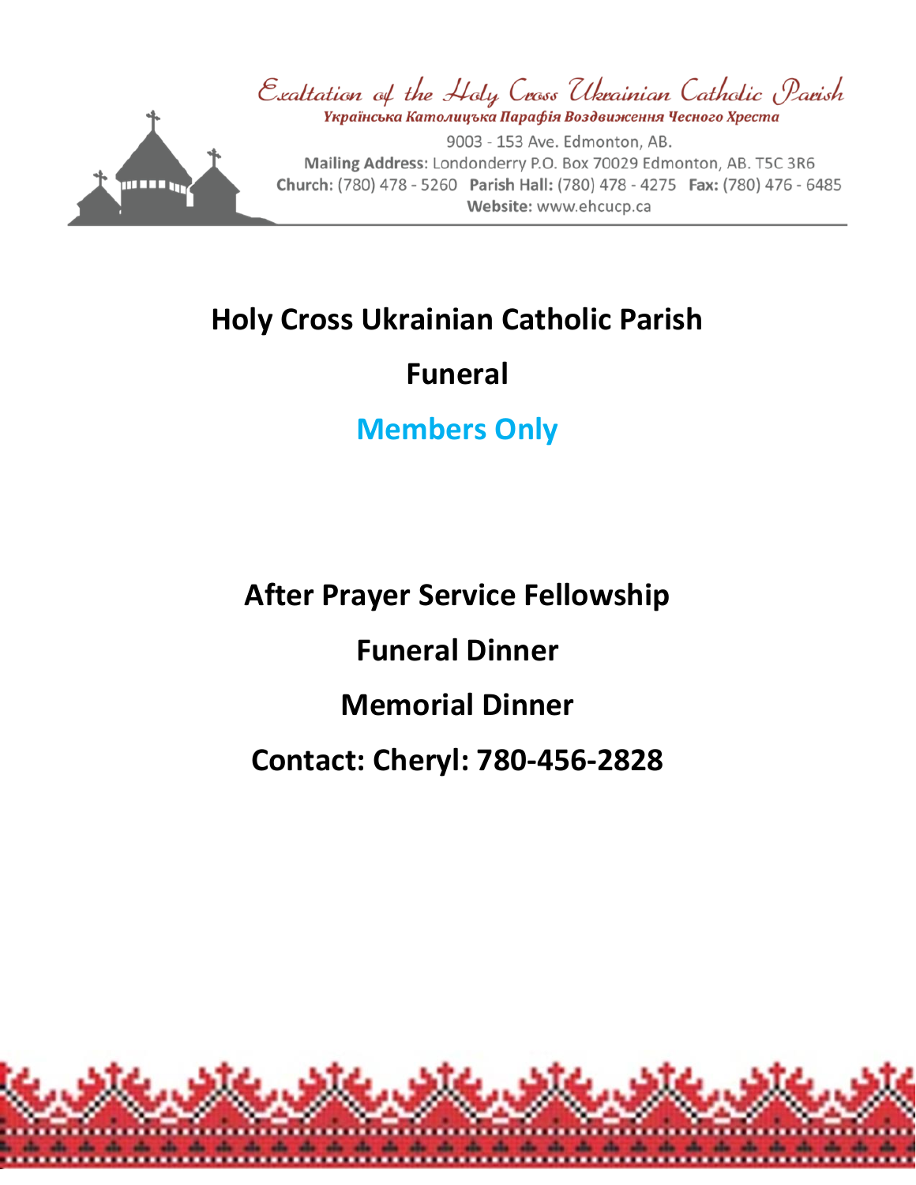Exaltation of the Holy Cross Ukrainian Catholic Parish

*Українська Католицька Парафія Воздвиження Чесного Хреста*

9003 - 153 Ave. Edmonton, AB.
**Mailing Address:** Londonderry P.O. Box 70029 Edmonton, AB. T5C 3R6
**Church:** (780) 478 - 5260 **Parish Hall:** (780) 478 - 4275 **Fax:** (780) 476 - 6485
**Website:** www.ehcucp.ca

# Holy Cross Ukrainian Catholic Parish

## Funeral

## Members Only

**After Prayer Service Fellowship**

**Funeral Dinner**

**Memorial Dinner**

**Contact: Cheryl: 780-456-2828**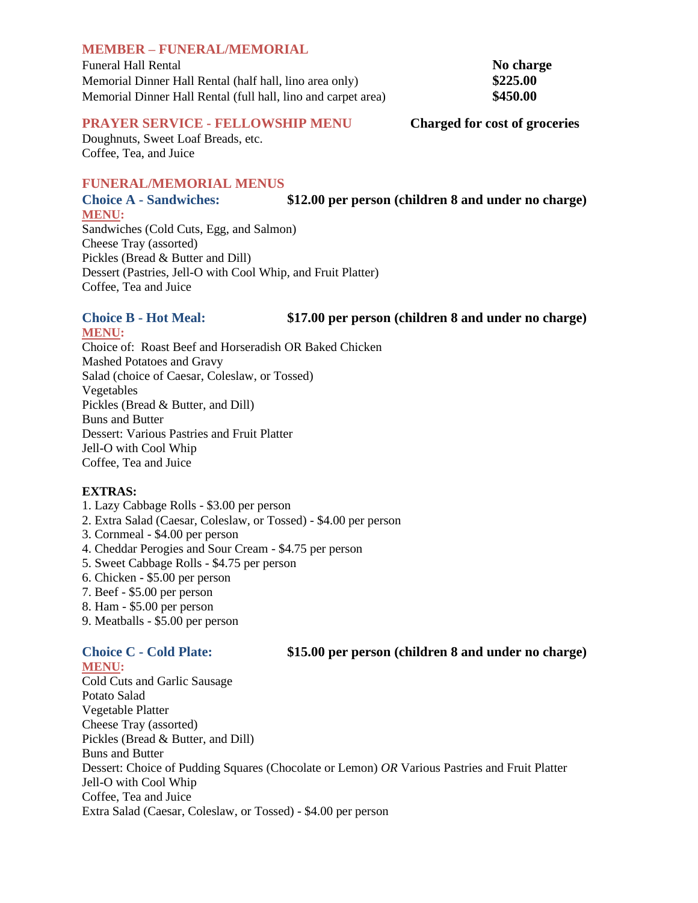## MEMBER – FUNERAL/MEMORIAL

| | |
|---|---|
| Funeral Hall Rental | **No charge** |
| Memorial Dinner Hall Rental (half hall, lino area only) | **$225.00** |
| Memorial Dinner Hall Rental (full hall, lino and carpet area) | **$450.00** |

## PRAYER SERVICE - FELLOWSHIP MENU — **Charged for cost of groceries**

Doughnuts, Sweet Loaf Breads, etc.
Coffee, Tea, and Juice

## FUNERAL/MEMORIAL MENUS

### Choice A - Sandwiches: **$12.00 per person (children 8 and under no charge)**

**MENU:**

Sandwiches (Cold Cuts, Egg, and Salmon)
Cheese Tray (assorted)
Pickles (Bread & Butter and Dill)
Dessert (Pastries, Jell-O with Cool Whip, and Fruit Platter)
Coffee, Tea and Juice

### Choice B - Hot Meal: **$17.00 per person (children 8 and under no charge)**

**MENU:**

Choice of: Roast Beef and Horseradish OR Baked Chicken
Mashed Potatoes and Gravy
Salad (choice of Caesar, Coleslaw, or Tossed)
Vegetables
Pickles (Bread & Butter, and Dill)
Buns and Butter
Dessert: Various Pastries and Fruit Platter
Jell-O with Cool Whip
Coffee, Tea and Juice

**EXTRAS:**

1. Lazy Cabbage Rolls - $3.00 per person
2. Extra Salad (Caesar, Coleslaw, or Tossed) - $4.00 per person
3. Cornmeal - $4.00 per person
4. Cheddar Perogies and Sour Cream - $4.75 per person
5. Sweet Cabbage Rolls - $4.75 per person
6. Chicken - $5.00 per person
7. Beef - $5.00 per person
8. Ham - $5.00 per person
9. Meatballs - $5.00 per person

### Choice C - Cold Plate: **$15.00 per person (children 8 and under no charge)**

**MENU:**

Cold Cuts and Garlic Sausage
Potato Salad
Vegetable Platter
Cheese Tray (assorted)
Pickles (Bread & Butter, and Dill)
Buns and Butter
Dessert: Choice of Pudding Squares (Chocolate or Lemon) *OR* Various Pastries and Fruit Platter
Jell-O with Cool Whip
Coffee, Tea and Juice
Extra Salad (Caesar, Coleslaw, or Tossed) - $4.00 per person